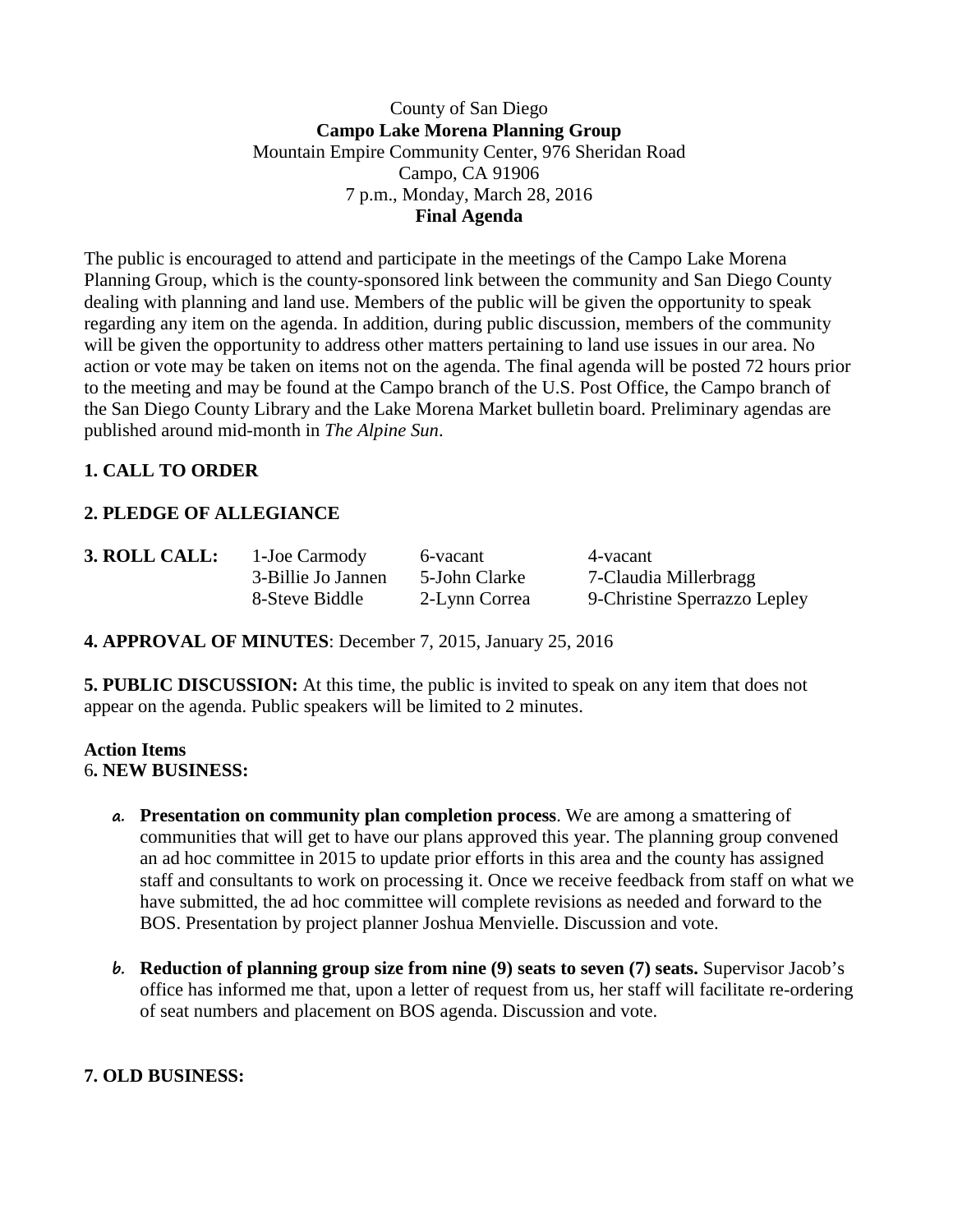County of San Diego

**Campo Lake Morena Planning Group**

Mountain Empire Community Center, 976 Sheridan Road

Campo, CA 91906

7 p.m., Monday, March 28, 2016

**Final Agenda**

The public is encouraged to attend and participate in the meetings of the Campo Lake Morena Planning Group, which is the county-sponsored link between the community and San Diego County dealing with planning and land use. Members of the public will be given the opportunity to speak regarding any item on the agenda. In addition, during public discussion, members of the community will be given the opportunity to address other matters pertaining to land use issues in our area. No action or vote may be taken on items not on the agenda. The final agenda will be posted 72 hours prior to the meeting and may be found at the Campo branch of the U.S. Post Office, the Campo branch of the San Diego County Library and the Lake Morena Market bulletin board. Preliminary agendas are published around mid-month in *The Alpine Sun*.

**1. CALL TO ORDER**

**2. PLEDGE OF ALLEGIANCE**

| **3. ROLL CALL:** | 1-Joe Carmody | 6-vacant | 4-vacant |
|---|---|---|---|
| | 3-Billie Jo Jannen | 5-John Clarke | 7-Claudia Millerbragg |
| | 8-Steve Biddle | 2-Lynn Correa | 9-Christine Sperrazzo Lepley |

**4. APPROVAL OF MINUTES**: December 7, 2015, January 25, 2016

**5. PUBLIC DISCUSSION:** At this time, the public is invited to speak on any item that does not appear on the agenda. Public speakers will be limited to 2 minutes.

**Action Items**

6**. NEW BUSINESS:**

a. **Presentation on community plan completion process**. We are among a smattering of communities that will get to have our plans approved this year. The planning group convened an ad hoc committee in 2015 to update prior efforts in this area and the county has assigned staff and consultants to work on processing it. Once we receive feedback from staff on what we have submitted, the ad hoc committee will complete revisions as needed and forward to the BOS. Presentation by project planner Joshua Menvielle. Discussion and vote.

b. **Reduction of planning group size from nine (9) seats to seven (7) seats.** Supervisor Jacob's office has informed me that, upon a letter of request from us, her staff will facilitate re-ordering of seat numbers and placement on BOS agenda. Discussion and vote.

**7. OLD BUSINESS:**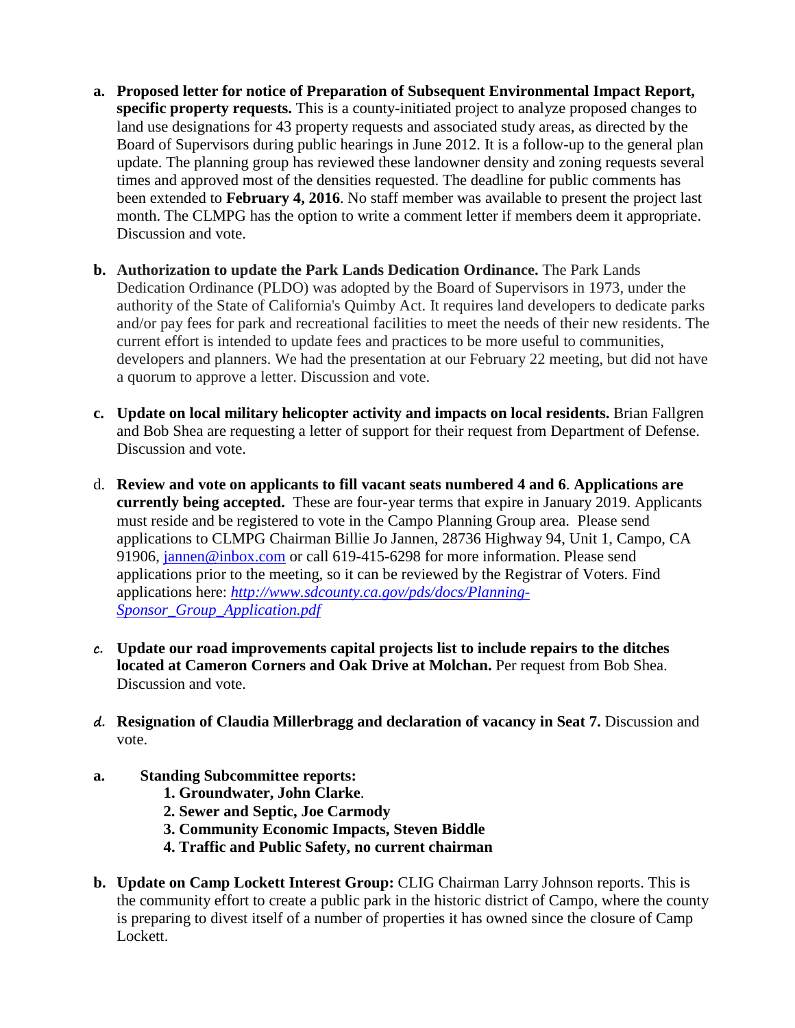a. **Proposed letter for notice of Preparation of Subsequent Environmental Impact Report, specific property requests.** This is a county-initiated project to analyze proposed changes to land use designations for 43 property requests and associated study areas, as directed by the Board of Supervisors during public hearings in June 2012. It is a follow-up to the general plan update. The planning group has reviewed these landowner density and zoning requests several times and approved most of the densities requested. The deadline for public comments has been extended to **February 4, 2016**. No staff member was available to present the project last month. The CLMPG has the option to write a comment letter if members deem it appropriate. Discussion and vote.

b. **Authorization to update the Park Lands Dedication Ordinance.** The Park Lands Dedication Ordinance (PLDO) was adopted by the Board of Supervisors in 1973, under the authority of the State of California's Quimby Act. It requires land developers to dedicate parks and/or pay fees for park and recreational facilities to meet the needs of their new residents. The current effort is intended to update fees and practices to be more useful to communities, developers and planners. We had the presentation at our February 22 meeting, but did not have a quorum to approve a letter. Discussion and vote.

c. **Update on local military helicopter activity and impacts on local residents.** Brian Fallgren and Bob Shea are requesting a letter of support for their request from Department of Defense. Discussion and vote.

d. **Review and vote on applicants to fill vacant seats numbered 4 and 6**. **Applications are currently being accepted.** These are four-year terms that expire in January 2019. Applicants must reside and be registered to vote in the Campo Planning Group area. Please send applications to CLMPG Chairman Billie Jo Jannen, 28736 Highway 94, Unit 1, Campo, CA 91906, jannen@inbox.com or call 619-415-6298 for more information. Please send applications prior to the meeting, so it can be reviewed by the Registrar of Voters. Find applications here: *http://www.sdcounty.ca.gov/pds/docs/Planning-Sponsor_Group_Application.pdf*

c. **Update our road improvements capital projects list to include repairs to the ditches located at Cameron Corners and Oak Drive at Molchan.** Per request from Bob Shea. Discussion and vote.

d. **Resignation of Claudia Millerbragg and declaration of vacancy in Seat 7.** Discussion and vote.

a. **Standing Subcommittee reports:**
   1. **Groundwater, John Clarke**.
   2. **Sewer and Septic, Joe Carmody**
   3. **Community Economic Impacts, Steven Biddle**
   4. **Traffic and Public Safety, no current chairman**

b. **Update on Camp Lockett Interest Group:** CLIG Chairman Larry Johnson reports. This is the community effort to create a public park in the historic district of Campo, where the county is preparing to divest itself of a number of properties it has owned since the closure of Camp Lockett.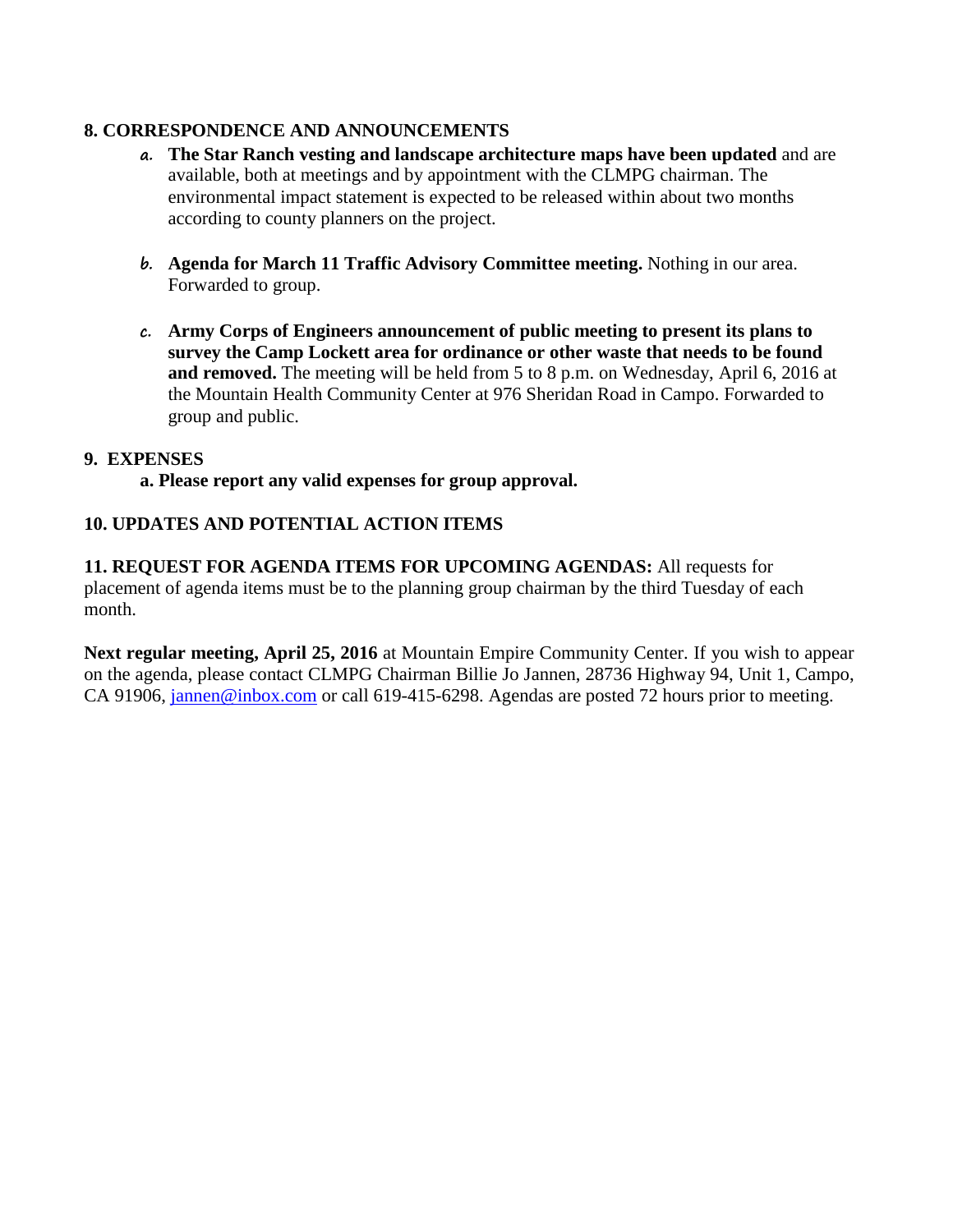**8. CORRESPONDENCE AND ANNOUNCEMENTS**

a. **The Star Ranch vesting and landscape architecture maps have been updated** and are available, both at meetings and by appointment with the CLMPG chairman. The environmental impact statement is expected to be released within about two months according to county planners on the project.

b. **Agenda for March 11 Traffic Advisory Committee meeting.** Nothing in our area. Forwarded to group.

c. **Army Corps of Engineers announcement of public meeting to present its plans to survey the Camp Lockett area for ordinance or other waste that needs to be found and removed.** The meeting will be held from 5 to 8 p.m. on Wednesday, April 6, 2016 at the Mountain Health Community Center at 976 Sheridan Road in Campo. Forwarded to group and public.

**9. EXPENSES**

**a. Please report any valid expenses for group approval.**

**10. UPDATES AND POTENTIAL ACTION ITEMS**

**11. REQUEST FOR AGENDA ITEMS FOR UPCOMING AGENDAS:** All requests for placement of agenda items must be to the planning group chairman by the third Tuesday of each month.

**Next regular meeting, April 25, 2016** at Mountain Empire Community Center. If you wish to appear on the agenda, please contact CLMPG Chairman Billie Jo Jannen, 28736 Highway 94, Unit 1, Campo, CA 91906, jannen@inbox.com or call 619-415-6298. Agendas are posted 72 hours prior to meeting.